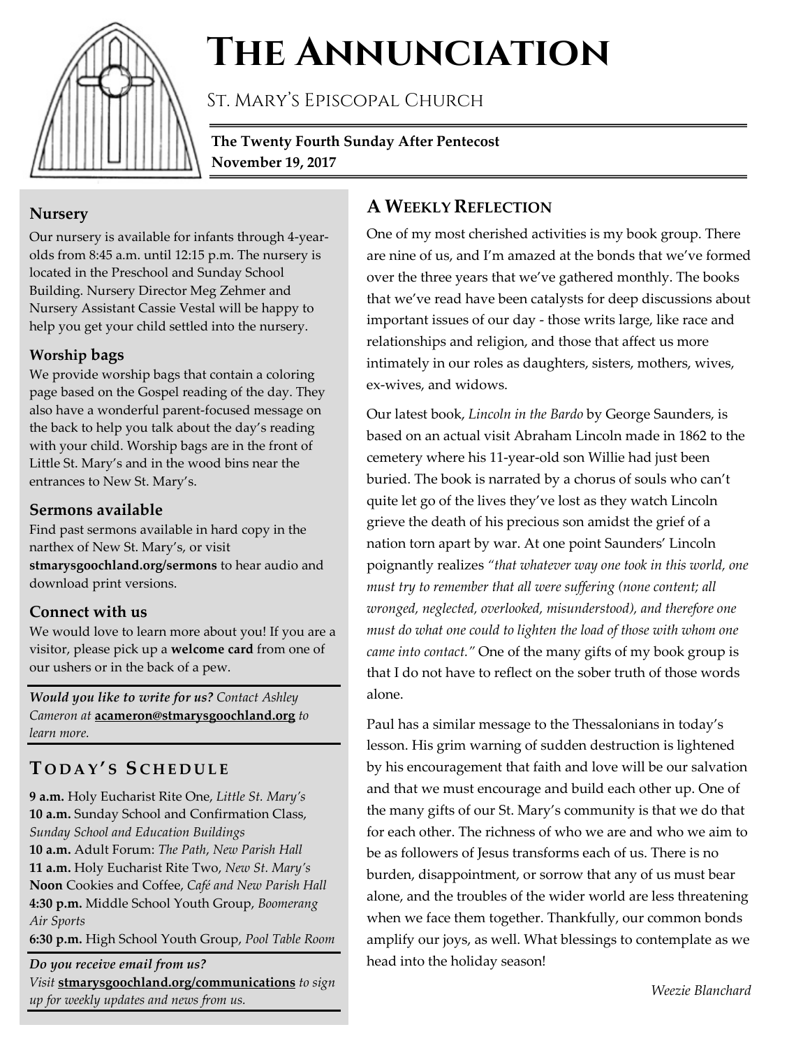# The Annunciation

St. Mary's Episcopal Church

**The Twenty Fourth Sunday After Pentecost**
**November 19, 2017**

### Nursery

Our nursery is available for infants through 4-year-olds from 8:45 a.m. until 12:15 p.m. The nursery is located in the Preschool and Sunday School Building. Nursery Director Meg Zehmer and Nursery Assistant Cassie Vestal will be happy to help you get your child settled into the nursery.

### Worship bags

We provide worship bags that contain a coloring page based on the Gospel reading of the day. They also have a wonderful parent-focused message on the back to help you talk about the day's reading with your child. Worship bags are in the front of Little St. Mary's and in the wood bins near the entrances to New St. Mary's.

### Sermons available

Find past sermons available in hard copy in the narthex of New St. Mary's, or visit **stmarysgoochland.org/sermons** to hear audio and download print versions.

### Connect with us

We would love to learn more about you! If you are a visitor, please pick up a **welcome card** from one of our ushers or in the back of a pew.

***Would you like to write for us?*** *Contact Ashley Cameron at* **acameron@stmarysgoochland.org** *to learn more.*

## Today's Schedule

**9 a.m.** Holy Eucharist Rite One, *Little St. Mary's*
**10 a.m.** Sunday School and Confirmation Class, *Sunday School and Education Buildings*
**10 a.m.** Adult Forum: *The Path*, *New Parish Hall*
**11 a.m.** Holy Eucharist Rite Two, *New St. Mary's*
**Noon** Cookies and Coffee, *Café and New Parish Hall*
**4:30 p.m.** Middle School Youth Group, *Boomerang Air Sports*
**6:30 p.m.** High School Youth Group, *Pool Table Room*

***Do you receive email from us?***
*Visit* **stmarysgoochland.org/communications** *to sign up for weekly updates and news from us.*

## A Weekly Reflection

One of my most cherished activities is my book group. There are nine of us, and I'm amazed at the bonds that we've formed over the three years that we've gathered monthly. The books that we've read have been catalysts for deep discussions about important issues of our day - those writs large, like race and relationships and religion, and those that affect us more intimately in our roles as daughters, sisters, mothers, wives, ex-wives, and widows.

Our latest book, *Lincoln in the Bardo* by George Saunders, is based on an actual visit Abraham Lincoln made in 1862 to the cemetery where his 11-year-old son Willie had just been buried. The book is narrated by a chorus of souls who can't quite let go of the lives they've lost as they watch Lincoln grieve the death of his precious son amidst the grief of a nation torn apart by war. At one point Saunders' Lincoln poignantly realizes *"that whatever way one took in this world, one must try to remember that all were suffering (none content; all wronged, neglected, overlooked, misunderstood), and therefore one must do what one could to lighten the load of those with whom one came into contact."* One of the many gifts of my book group is that I do not have to reflect on the sober truth of those words alone.

Paul has a similar message to the Thessalonians in today's lesson. His grim warning of sudden destruction is lightened by his encouragement that faith and love will be our salvation and that we must encourage and build each other up. One of the many gifts of our St. Mary's community is that we do that for each other. The richness of who we are and who we aim to be as followers of Jesus transforms each of us. There is no burden, disappointment, or sorrow that any of us must bear alone, and the troubles of the wider world are less threatening when we face them together. Thankfully, our common bonds amplify our joys, as well. What blessings to contemplate as we head into the holiday season!

*Weezie Blanchard*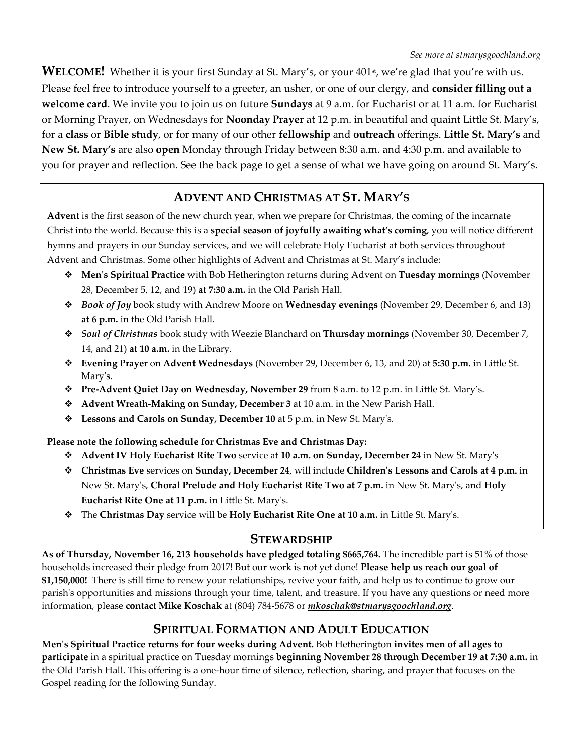*See more at stmarysgoochland.org*

**WELCOME!** Whether it is your first Sunday at St. Mary's, or your 401st, we're glad that you're with us. Please feel free to introduce yourself to a greeter, an usher, or one of our clergy, and **consider filling out a welcome card**. We invite you to join us on future **Sundays** at 9 a.m. for Eucharist or at 11 a.m. for Eucharist or Morning Prayer, on Wednesdays for **Noonday Prayer** at 12 p.m. in beautiful and quaint Little St. Mary's, for a **class** or **Bible study**, or for many of our other **fellowship** and **outreach** offerings. **Little St. Mary's** and **New St. Mary's** are also **open** Monday through Friday between 8:30 a.m. and 4:30 p.m. and available to you for prayer and reflection. See the back page to get a sense of what we have going on around St. Mary's.

## ADVENT AND CHRISTMAS AT ST. MARY'S

**Advent** is the first season of the new church year, when we prepare for Christmas, the coming of the incarnate Christ into the world. Because this is a **special season of joyfully awaiting what's coming**, you will notice different hymns and prayers in our Sunday services, and we will celebrate Holy Eucharist at both services throughout Advent and Christmas. Some other highlights of Advent and Christmas at St. Mary's include:

- **Men's Spiritual Practice** with Bob Hetherington returns during Advent on **Tuesday mornings** (November 28, December 5, 12, and 19) **at 7:30 a.m.** in the Old Parish Hall.
- ***Book of Joy*** book study with Andrew Moore on **Wednesday evenings** (November 29, December 6, and 13) **at 6 p.m.** in the Old Parish Hall.
- ***Soul of Christmas*** book study with Weezie Blanchard on **Thursday mornings** (November 30, December 7, 14, and 21) **at 10 a.m.** in the Library.
- **Evening Prayer** on **Advent Wednesdays** (November 29, December 6, 13, and 20) at **5:30 p.m.** in Little St. Mary's.
- **Pre-Advent Quiet Day on Wednesday, November 29** from 8 a.m. to 12 p.m. in Little St. Mary's.
- **Advent Wreath-Making on Sunday, December 3** at 10 a.m. in the New Parish Hall.
- **Lessons and Carols on Sunday, December 10** at 5 p.m. in New St. Mary's.

**Please note the following schedule for Christmas Eve and Christmas Day:**

- **Advent IV Holy Eucharist Rite Two** service at **10 a.m. on Sunday, December 24** in New St. Mary's
- **Christmas Eve** services on **Sunday, December 24**, will include **Children's Lessons and Carols at 4 p.m.** in New St. Mary's, **Choral Prelude and Holy Eucharist Rite Two at 7 p.m.** in New St. Mary's, and **Holy Eucharist Rite One at 11 p.m.** in Little St. Mary's.
- The **Christmas Day** service will be **Holy Eucharist Rite One at 10 a.m.** in Little St. Mary's.

## STEWARDSHIP

**As of Thursday, November 16, 213 households have pledged totaling $665,764.** The incredible part is 51% of those households increased their pledge from 2017! But our work is not yet done! **Please help us reach our goal of $1,150,000!** There is still time to renew your relationships, revive your faith, and help us to continue to grow our parish's opportunities and missions through your time, talent, and treasure. If you have any questions or need more information, please **contact Mike Koschak** at (804) 784-5678 or ***mkoschak@stmarysgoochland.org***.

## SPIRITUAL FORMATION AND ADULT EDUCATION

**Men's Spiritual Practice returns for four weeks during Advent.** Bob Hetherington **invites men of all ages to participate** in a spiritual practice on Tuesday mornings **beginning November 28 through December 19 at 7:30 a.m.** in the Old Parish Hall. This offering is a one-hour time of silence, reflection, sharing, and prayer that focuses on the Gospel reading for the following Sunday.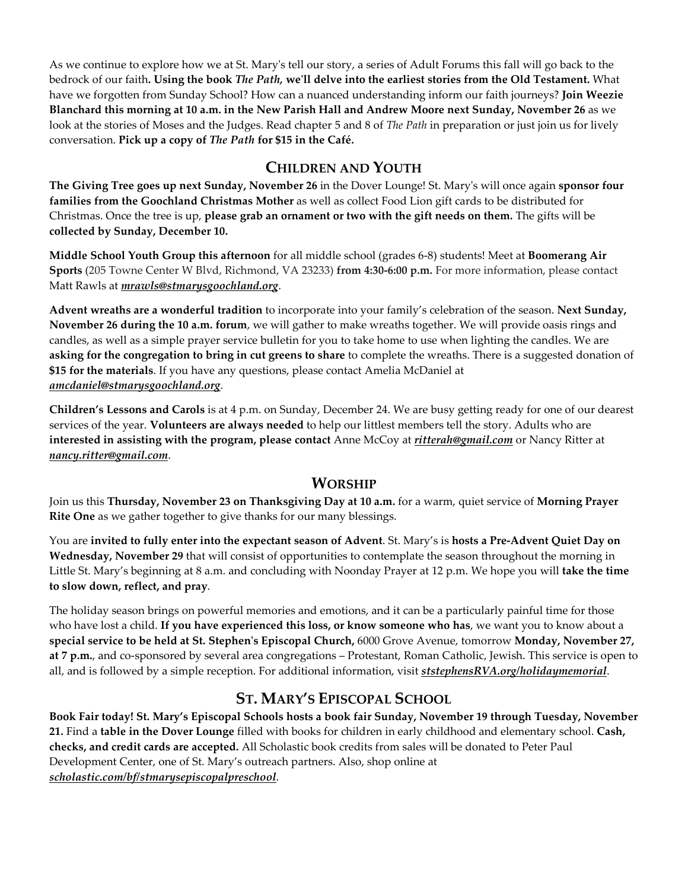As we continue to explore how we at St. Mary's tell our story, a series of Adult Forums this fall will go back to the bedrock of our faith**. Using the book *The Path*, we'll delve into the earliest stories from the Old Testament.** What have we forgotten from Sunday School? How can a nuanced understanding inform our faith journeys? **Join Weezie Blanchard this morning at 10 a.m. in the New Parish Hall and Andrew Moore next Sunday, November 26** as we look at the stories of Moses and the Judges. Read chapter 5 and 8 of *The Path* in preparation or just join us for lively conversation. **Pick up a copy of *The Path* for $15 in the Café.**

## CHILDREN AND YOUTH

**The Giving Tree goes up next Sunday, November 26** in the Dover Lounge! St. Mary's will once again **sponsor four families from the Goochland Christmas Mother** as well as collect Food Lion gift cards to be distributed for Christmas. Once the tree is up, **please grab an ornament or two with the gift needs on them.** The gifts will be **collected by Sunday, December 10.**

**Middle School Youth Group this afternoon** for all middle school (grades 6-8) students! Meet at **Boomerang Air Sports** (205 Towne Center W Blvd, Richmond, VA 23233) **from 4:30-6:00 p.m.** For more information, please contact Matt Rawls at ***mrawls@stmarysgoochland.org***.

**Advent wreaths are a wonderful tradition** to incorporate into your family's celebration of the season. **Next Sunday, November 26 during the 10 a.m. forum**, we will gather to make wreaths together. We will provide oasis rings and candles, as well as a simple prayer service bulletin for you to take home to use when lighting the candles. We are **asking for the congregation to bring in cut greens to share** to complete the wreaths. There is a suggested donation of **$15 for the materials**. If you have any questions, please contact Amelia McDaniel at ***amcdaniel@stmarysgoochland.org***.

**Children's Lessons and Carols** is at 4 p.m. on Sunday, December 24. We are busy getting ready for one of our dearest services of the year. **Volunteers are always needed** to help our littlest members tell the story. Adults who are **interested in assisting with the program, please contact** Anne McCoy at ***ritterah@gmail.com*** or Nancy Ritter at ***nancy.ritter@gmail.com***.

## WORSHIP

Join us this **Thursday, November 23 on Thanksgiving Day at 10 a.m.** for a warm, quiet service of **Morning Prayer Rite One** as we gather together to give thanks for our many blessings.

You are **invited to fully enter into the expectant season of Advent**. St. Mary's is **hosts a Pre-Advent Quiet Day on Wednesday, November 29** that will consist of opportunities to contemplate the season throughout the morning in Little St. Mary's beginning at 8 a.m. and concluding with Noonday Prayer at 12 p.m. We hope you will **take the time to slow down, reflect, and pray**.

The holiday season brings on powerful memories and emotions, and it can be a particularly painful time for those who have lost a child. **If you have experienced this loss, or know someone who has**, we want you to know about a **special service to be held at St. Stephen's Episcopal Church,** 6000 Grove Avenue, tomorrow **Monday, November 27, at 7 p.m.**, and co-sponsored by several area congregations – Protestant, Roman Catholic, Jewish. This service is open to all, and is followed by a simple reception. For additional information, visit ***ststephensRVA.org/holidaymemorial***.

## ST. MARY'S EPISCOPAL SCHOOL

**Book Fair today! St. Mary's Episcopal Schools hosts a book fair Sunday, November 19 through Tuesday, November 21.** Find a **table in the Dover Lounge** filled with books for children in early childhood and elementary school. **Cash, checks, and credit cards are accepted.** All Scholastic book credits from sales will be donated to Peter Paul Development Center, one of St. Mary's outreach partners. Also, shop online at ***scholastic.com/bf/stmarysepiscopalpreschool***.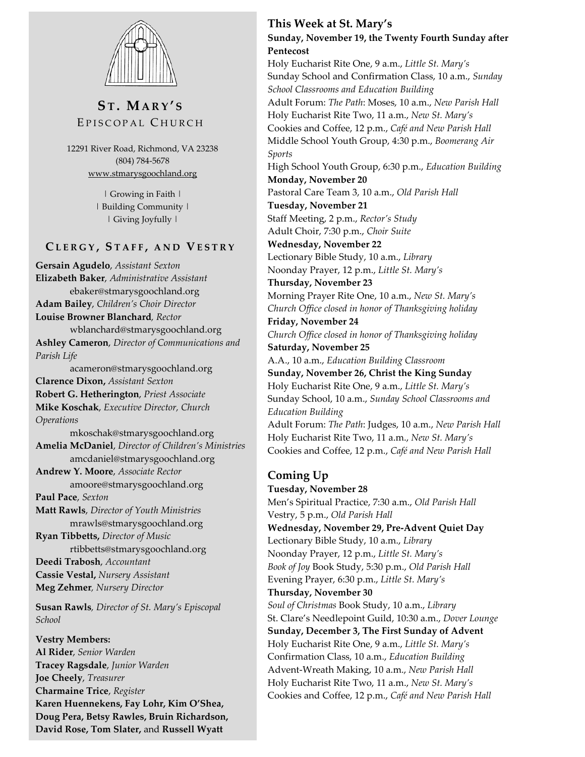## St. Mary's Episcopal Church

12291 River Road, Richmond, VA 23238
(804) 784-5678
www.stmarysgoochland.org

| Growing in Faith |
| Building Community |
| Giving Joyfully |

### Clergy, Staff, and Vestry

**Gersain Agudelo**, *Assistant Sexton*
**Elizabeth Baker**, *Administrative Assistant*
ebaker@stmarysgoochland.org
**Adam Bailey**, *Children's Choir Director*
**Louise Browner Blanchard**, *Rector*
wblanchard@stmarysgoochland.org
**Ashley Cameron**, *Director of Communications and Parish Life*
acameron@stmarysgoochland.org
**Clarence Dixon,** *Assistant Sexton*
**Robert G. Hetherington**, *Priest Associate*
**Mike Koschak**, *Executive Director, Church Operations*
mkoschak@stmarysgoochland.org
**Amelia McDaniel**, *Director of Children's Ministries*
amcdaniel@stmarysgoochland.org
**Andrew Y. Moore**, *Associate Rector*
amoore@stmarysgoochland.org
**Paul Pace**, *Sexton*
**Matt Rawls**, *Director of Youth Ministries*
mrawls@stmarysgoochland.org
**Ryan Tibbetts,** *Director of Music*
rtibbetts@stmarysgoochland.org
**Deedi Trabosh**, *Accountant*
**Cassie Vestal,** *Nursery Assistant*
**Meg Zehmer**, *Nursery Director*

**Susan Rawls**, *Director of St. Mary's Episcopal School*

**Vestry Members:**
**Al Rider**, *Senior Warden*
**Tracey Ragsdale**, *Junior Warden*
**Joe Cheely**, *Treasurer*
**Charmaine Trice**, *Register*
**Karen Huennekens, Fay Lohr, Kim O'Shea, Doug Pera, Betsy Rawles, Bruin Richardson, David Rose, Tom Slater,** and **Russell Wyatt**

## This Week at St. Mary's

**Sunday, November 19, the Twenty Fourth Sunday after Pentecost**
Holy Eucharist Rite One, 9 a.m., *Little St. Mary's*
Sunday School and Confirmation Class, 10 a.m., *Sunday School Classrooms and Education Building*
Adult Forum: *The Path*: Moses, 10 a.m., *New Parish Hall*
Holy Eucharist Rite Two, 11 a.m., *New St. Mary's*
Cookies and Coffee, 12 p.m., *Café and New Parish Hall*
Middle School Youth Group, 4:30 p.m., *Boomerang Air Sports*
High School Youth Group, 6:30 p.m., *Education Building*
**Monday, November 20**
Pastoral Care Team 3, 10 a.m., *Old Parish Hall*
**Tuesday, November 21**
Staff Meeting, 2 p.m., *Rector's Study*
Adult Choir, 7:30 p.m., *Choir Suite*
**Wednesday, November 22**
Lectionary Bible Study, 10 a.m., *Library*
Noonday Prayer, 12 p.m., *Little St. Mary's*
**Thursday, November 23**
Morning Prayer Rite One, 10 a.m., *New St. Mary's*
*Church Office closed in honor of Thanksgiving holiday*
**Friday, November 24**
*Church Office closed in honor of Thanksgiving holiday*
**Saturday, November 25**
A.A., 10 a.m., *Education Building Classroom*
**Sunday, November 26, Christ the King Sunday**
Holy Eucharist Rite One, 9 a.m., *Little St. Mary's*
Sunday School, 10 a.m., *Sunday School Classrooms and Education Building*
Adult Forum: *The Path*: Judges, 10 a.m., *New Parish Hall*
Holy Eucharist Rite Two, 11 a.m., *New St. Mary's*
Cookies and Coffee, 12 p.m., *Café and New Parish Hall*

## Coming Up

**Tuesday, November 28**
Men's Spiritual Practice, 7:30 a.m., *Old Parish Hall*
Vestry, 5 p.m., *Old Parish Hall*
**Wednesday, November 29, Pre-Advent Quiet Day**
Lectionary Bible Study, 10 a.m., *Library*
Noonday Prayer, 12 p.m., *Little St. Mary's*
*Book of Joy* Book Study, 5:30 p.m., *Old Parish Hall*
Evening Prayer, 6:30 p.m., *Little St. Mary's*
**Thursday, November 30**
*Soul of Christmas* Book Study, 10 a.m., *Library*
St. Clare's Needlepoint Guild, 10:30 a.m., *Dover Lounge*
**Sunday, December 3, The First Sunday of Advent**
Holy Eucharist Rite One, 9 a.m., *Little St. Mary's*
Confirmation Class, 10 a.m., *Education Building*
Advent-Wreath Making, 10 a.m., *New Parish Hall*
Holy Eucharist Rite Two, 11 a.m., *New St. Mary's*
Cookies and Coffee, 12 p.m., *Café and New Parish Hall*